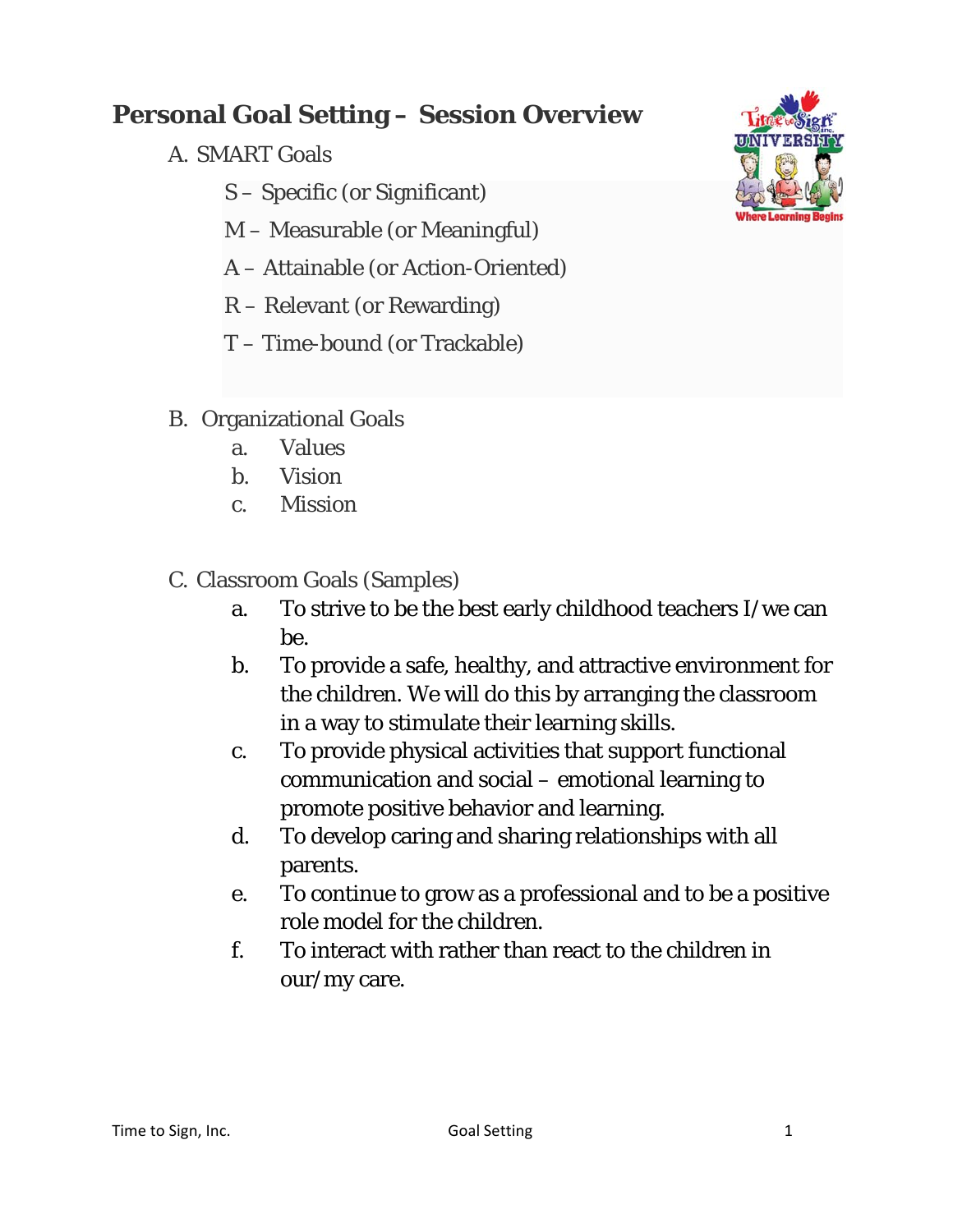# Personal Goal Setting – Session Overview

A. SMART Goals

- S – Specific (or Significant)
- M – Measurable (or Meaningful)
- A – Attainable (or Action-Oriented)
- R – Relevant (or Rewarding)
- T – Time-bound (or Trackable)

B. Organizational Goals

a. Values
b. Vision
c. Mission

C. Classroom Goals (Samples)

a. To strive to be the best early childhood teachers I/we can be.
b. To provide a safe, healthy, and attractive environment for the children. We will do this by arranging the classroom in a way to stimulate their learning skills.
c. To provide physical activities that support functional communication and social – emotional learning to promote positive behavior and learning.
d. To develop caring and sharing relationships with all parents.
e. To continue to grow as a professional and to be a positive role model for the children.
f. To interact with rather than react to the children in our/my care.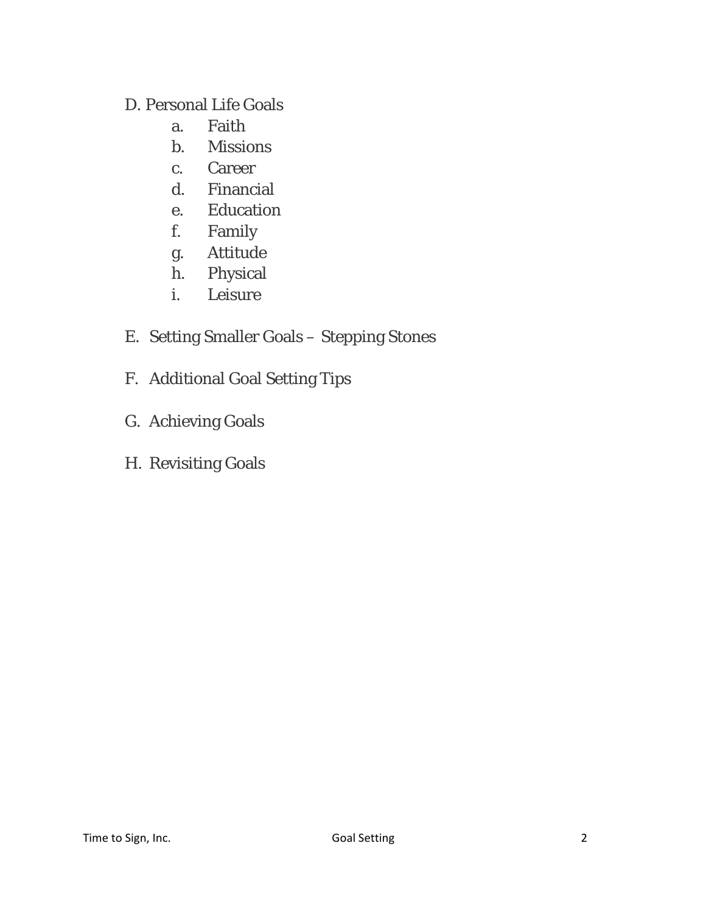D. Personal Life Goals

a. Faith
b. Missions
c. Career
d. Financial
e. Education
f. Family
g. Attitude
h. Physical
i. Leisure

E. Setting Smaller Goals – Stepping Stones

F. Additional Goal Setting Tips

G. Achieving Goals

H. Revisiting Goals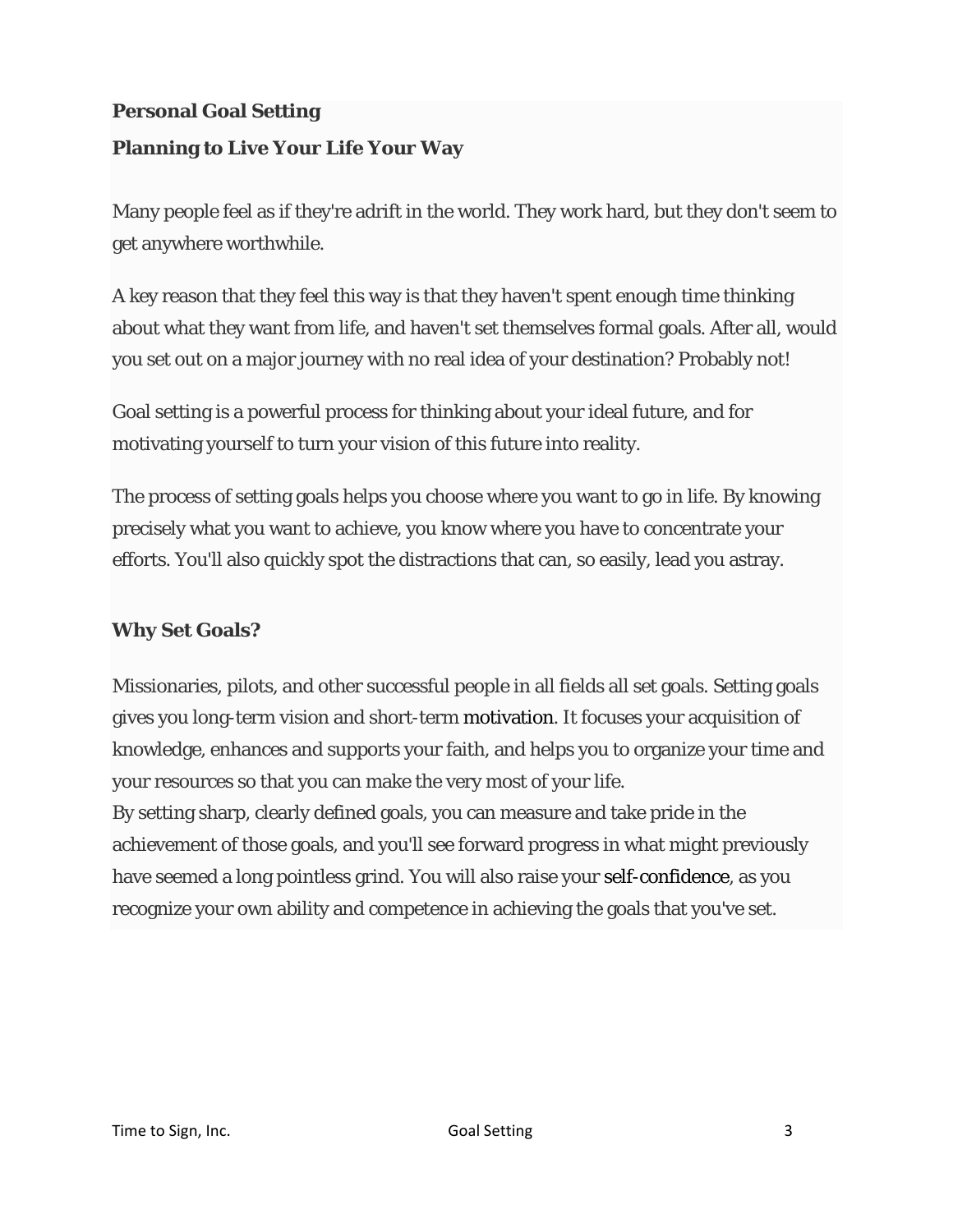**Personal Goal Setting**

**Planning to Live Your Life Your Way**

Many people feel as if they're adrift in the world. They work hard, but they don't seem to get anywhere worthwhile.

A key reason that they feel this way is that they haven't spent enough time thinking about what they want from life, and haven't set themselves formal goals. After all, would you set out on a major journey with no real idea of your destination? Probably not!

Goal setting is a powerful process for thinking about your ideal future, and for motivating yourself to turn your vision of this future into reality.

The process of setting goals helps you choose where you want to go in life. By knowing precisely what you want to achieve, you know where you have to concentrate your efforts. You'll also quickly spot the distractions that can, so easily, lead you astray.

**Why Set Goals?**

Missionaries, pilots, and other successful people in all fields all set goals. Setting goals gives you long-term vision and short-term motivation. It focuses your acquisition of knowledge, enhances and supports your faith, and helps you to organize your time and your resources so that you can make the very most of your life.
By setting sharp, clearly defined goals, you can measure and take pride in the achievement of those goals, and you'll see forward progress in what might previously have seemed a long pointless grind. You will also raise your self-confidence, as you recognize your own ability and competence in achieving the goals that you've set.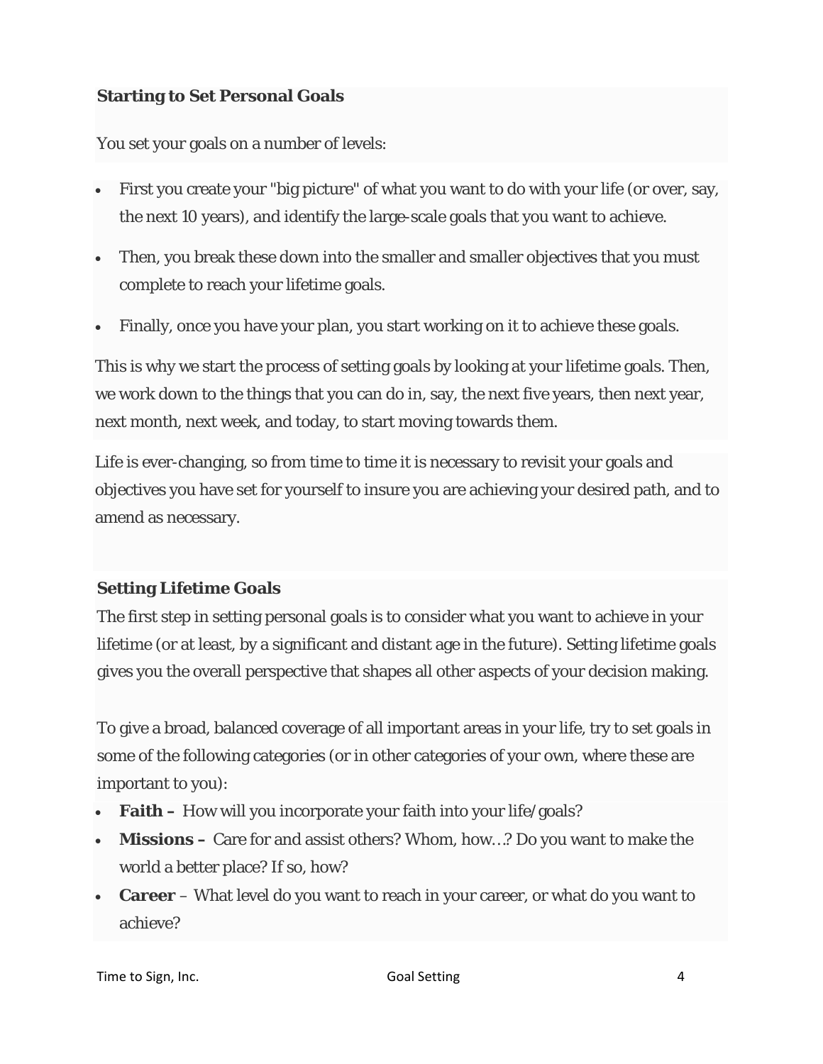## Starting to Set Personal Goals

You set your goals on a number of levels:

- First you create your "big picture" of what you want to do with your life (or over, say, the next 10 years), and identify the large-scale goals that you want to achieve.
- Then, you break these down into the smaller and smaller objectives that you must complete to reach your lifetime goals.
- Finally, once you have your plan, you start working on it to achieve these goals.

This is why we start the process of setting goals by looking at your lifetime goals. Then, we work down to the things that you can do in, say, the next five years, then next year, next month, next week, and today, to start moving towards them.

Life is ever-changing, so from time to time it is necessary to revisit your goals and objectives you have set for yourself to insure you are achieving your desired path, and to amend as necessary.

## Setting Lifetime Goals

The first step in setting personal goals is to consider what you want to achieve in your lifetime (or at least, by a significant and distant age in the future). Setting lifetime goals gives you the overall perspective that shapes all other aspects of your decision making.

To give a broad, balanced coverage of all important areas in your life, try to set goals in some of the following categories (or in other categories of your own, where these are important to you):

- **Faith –** How will you incorporate your faith into your life/goals?
- **Missions –** Care for and assist others? Whom, how…? Do you want to make the world a better place? If so, how?
- **Career** – What level do you want to reach in your career, or what do you want to achieve?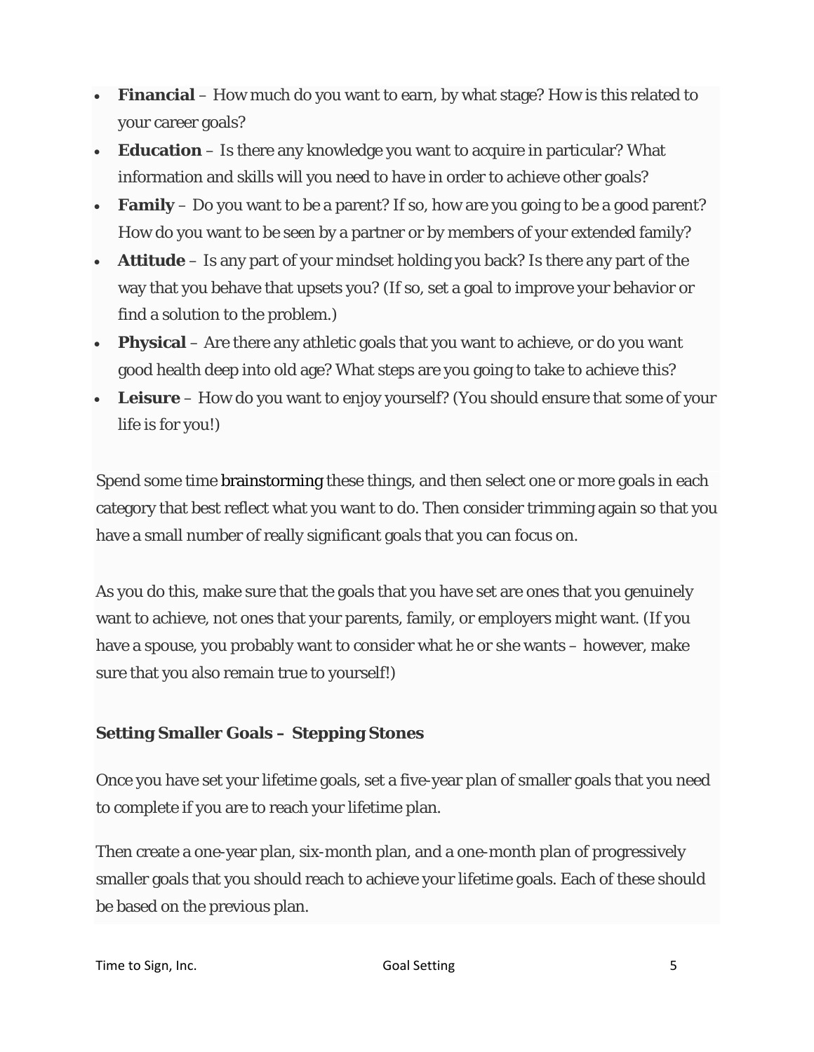- **Financial** – How much do you want to earn, by what stage? How is this related to your career goals?
- **Education** – Is there any knowledge you want to acquire in particular? What information and skills will you need to have in order to achieve other goals?
- **Family** – Do you want to be a parent? If so, how are you going to be a good parent? How do you want to be seen by a partner or by members of your extended family?
- **Attitude** – Is any part of your mindset holding you back? Is there any part of the way that you behave that upsets you? (If so, set a goal to improve your behavior or find a solution to the problem.)
- **Physical** – Are there any athletic goals that you want to achieve, or do you want good health deep into old age? What steps are you going to take to achieve this?
- **Leisure** – How do you want to enjoy yourself? (You should ensure that some of your life is for you!)

Spend some time brainstorming these things, and then select one or more goals in each category that best reflect what you want to do. Then consider trimming again so that you have a small number of really significant goals that you can focus on.

As you do this, make sure that the goals that you have set are ones that you genuinely want to achieve, not ones that your parents, family, or employers might want. (If you have a spouse, you probably want to consider what he or she wants – however, make sure that you also remain true to yourself!)

**Setting Smaller Goals – Stepping Stones**

Once you have set your lifetime goals, set a five-year plan of smaller goals that you need to complete if you are to reach your lifetime plan.

Then create a one-year plan, six-month plan, and a one-month plan of progressively smaller goals that you should reach to achieve your lifetime goals. Each of these should be based on the previous plan.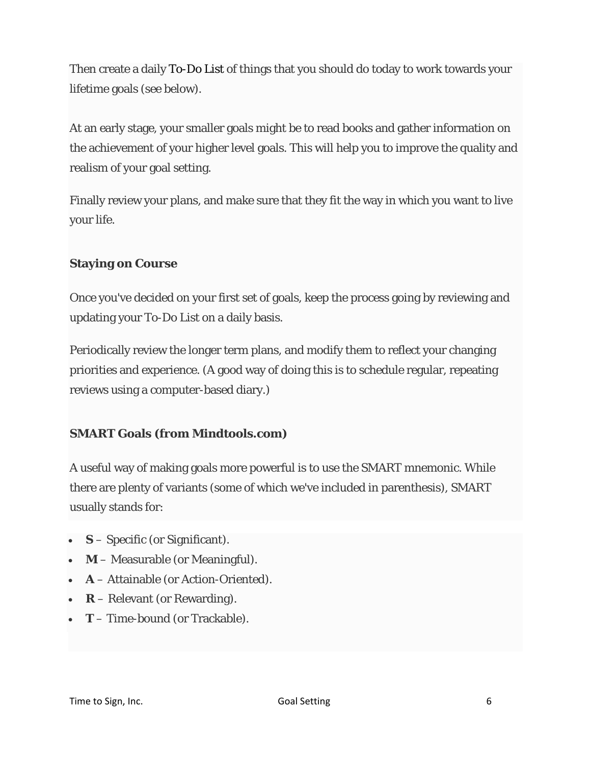Then create a daily To-Do List of things that you should do today to work towards your lifetime goals (see below).

At an early stage, your smaller goals might be to read books and gather information on the achievement of your higher level goals. This will help you to improve the quality and realism of your goal setting.

Finally review your plans, and make sure that they fit the way in which you want to live your life.

**Staying on Course**

Once you've decided on your first set of goals, keep the process going by reviewing and updating your To-Do List on a daily basis.

Periodically review the longer term plans, and modify them to reflect your changing priorities and experience. (A good way of doing this is to schedule regular, repeating reviews using a computer-based diary.)

**SMART Goals (from Mindtools.com)**

A useful way of making goals more powerful is to use the SMART mnemonic. While there are plenty of variants (some of which we've included in parenthesis), SMART usually stands for:

- **S** – Specific (or Significant).
- **M** – Measurable (or Meaningful).
- **A** – Attainable (or Action-Oriented).
- **R** – Relevant (or Rewarding).
- **T** – Time-bound (or Trackable).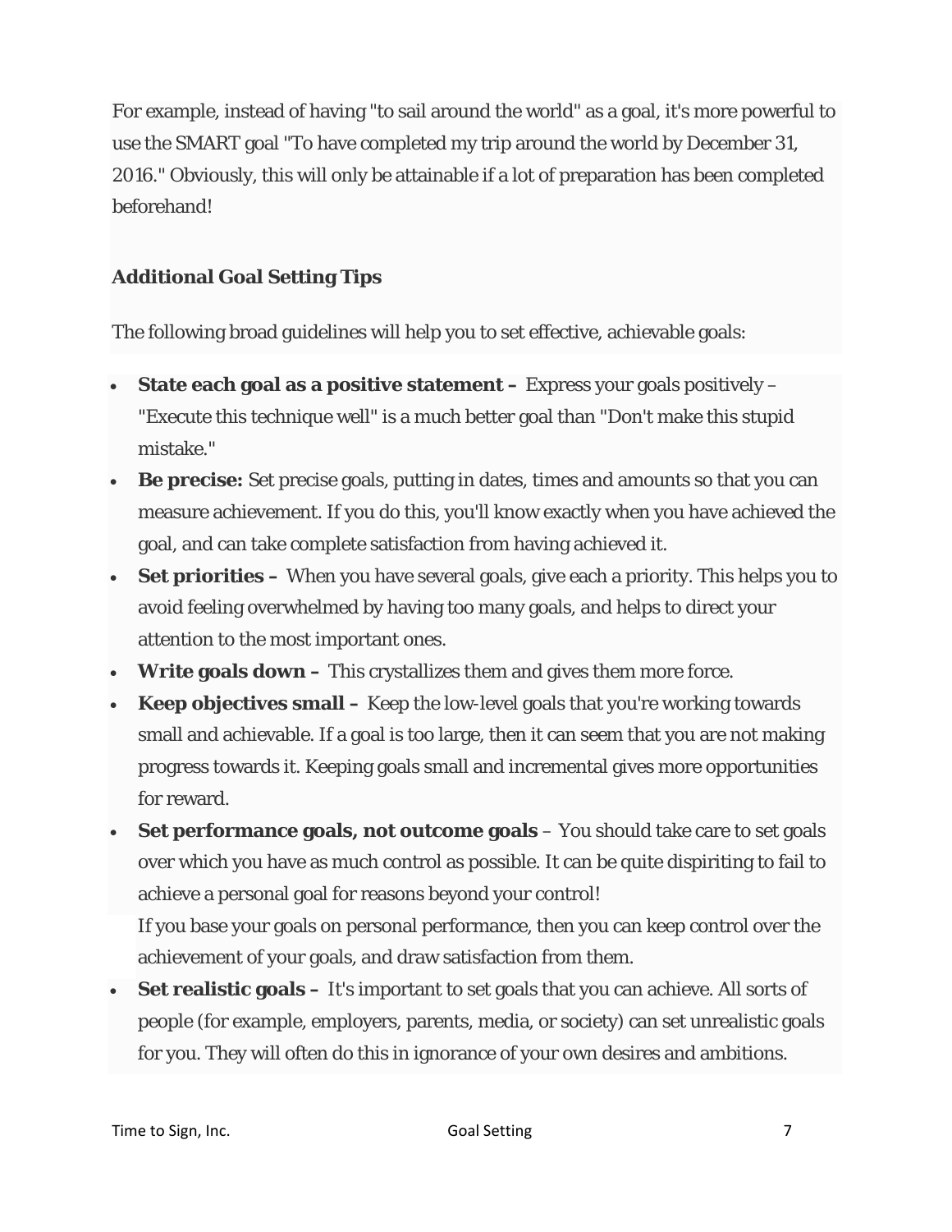For example, instead of having "to sail around the world" as a goal, it's more powerful to use the SMART goal "To have completed my trip around the world by December 31, 2016." Obviously, this will only be attainable if a lot of preparation has been completed beforehand!

### Additional Goal Setting Tips

The following broad guidelines will help you to set effective, achievable goals:

- **State each goal as a positive statement –** Express your goals positively – "Execute this technique well" is a much better goal than "Don't make this stupid mistake."
- **Be precise:** Set precise goals, putting in dates, times and amounts so that you can measure achievement. If you do this, you'll know exactly when you have achieved the goal, and can take complete satisfaction from having achieved it.
- **Set priorities –** When you have several goals, give each a priority. This helps you to avoid feeling overwhelmed by having too many goals, and helps to direct your attention to the most important ones.
- **Write goals down –** This crystallizes them and gives them more force.
- **Keep objectives small –** Keep the low-level goals that you're working towards small and achievable. If a goal is too large, then it can seem that you are not making progress towards it. Keeping goals small and incremental gives more opportunities for reward.
- **Set performance goals, not outcome goals** – You should take care to set goals over which you have as much control as possible. It can be quite dispiriting to fail to achieve a personal goal for reasons beyond your control!
  If you base your goals on personal performance, then you can keep control over the achievement of your goals, and draw satisfaction from them.
- **Set realistic goals –** It's important to set goals that you can achieve. All sorts of people (for example, employers, parents, media, or society) can set unrealistic goals for you. They will often do this in ignorance of your own desires and ambitions.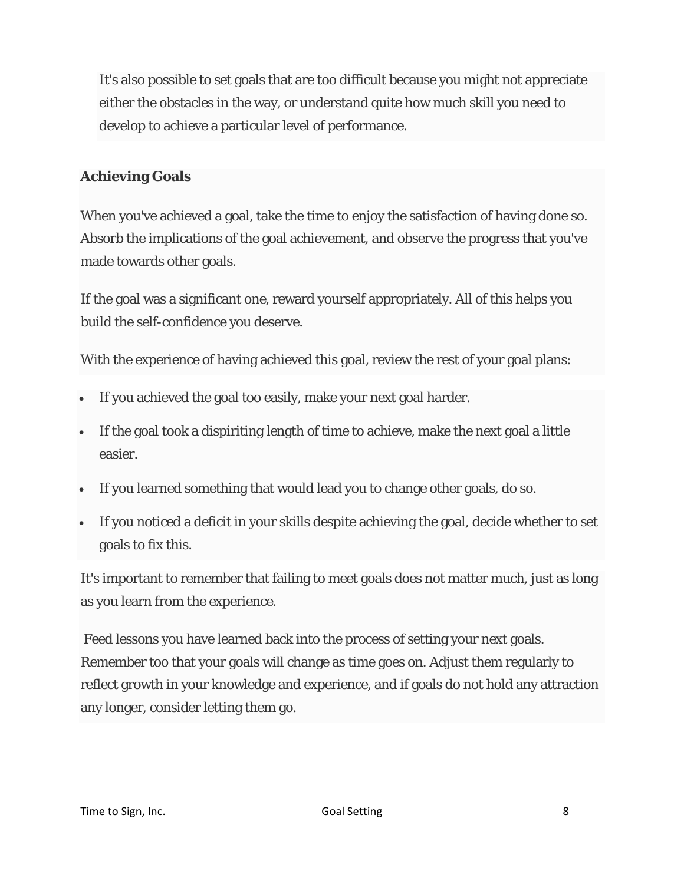It's also possible to set goals that are too difficult because you might not appreciate either the obstacles in the way, or understand quite how much skill you need to develop to achieve a particular level of performance.

**Achieving Goals**

When you've achieved a goal, take the time to enjoy the satisfaction of having done so. Absorb the implications of the goal achievement, and observe the progress that you've made towards other goals.

If the goal was a significant one, reward yourself appropriately. All of this helps you build the self-confidence you deserve.

With the experience of having achieved this goal, review the rest of your goal plans:

- If you achieved the goal too easily, make your next goal harder.
- If the goal took a dispiriting length of time to achieve, make the next goal a little easier.
- If you learned something that would lead you to change other goals, do so.
- If you noticed a deficit in your skills despite achieving the goal, decide whether to set goals to fix this.

It's important to remember that failing to meet goals does not matter much, just as long as you learn from the experience.

Feed lessons you have learned back into the process of setting your next goals. Remember too that your goals will change as time goes on. Adjust them regularly to reflect growth in your knowledge and experience, and if goals do not hold any attraction any longer, consider letting them go.